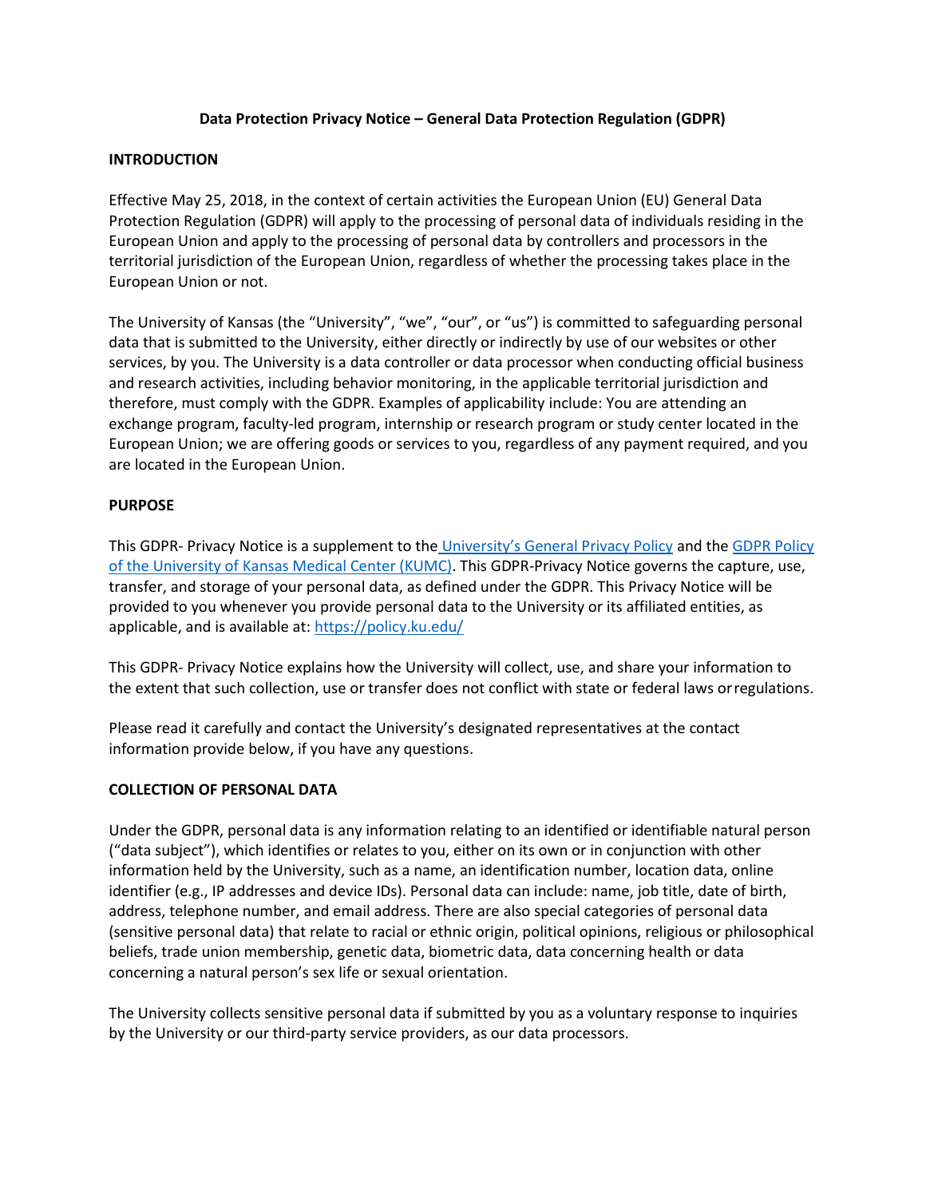# Data Protection Privacy Notice – General Data Protection Regulation (GDPR)

## INTRODUCTION

Effective May 25, 2018, in the context of certain activities the European Union (EU) General Data Protection Regulation (GDPR) will apply to the processing of personal data of individuals residing in the European Union and apply to the processing of personal data by controllers and processors in the territorial jurisdiction of the European Union, regardless of whether the processing takes place in the European Union or not.

The University of Kansas (the "University", "we", "our", or "us") is committed to safeguarding personal data that is submitted to the University, either directly or indirectly by use of our websites or other services, by you. The University is a data controller or data processor when conducting official business and research activities, including behavior monitoring, in the applicable territorial jurisdiction and therefore, must comply with the GDPR. Examples of applicability include: You are attending an exchange program, faculty-led program, internship or research program or study center located in the European Union; we are offering goods or services to you, regardless of any payment required, and you are located in the European Union.

## PURPOSE

This GDPR- Privacy Notice is a supplement to the [University's General Privacy Policy](#) and the [GDPR Policy of the University of Kansas Medical Center (KUMC)](#). This GDPR-Privacy Notice governs the capture, use, transfer, and storage of your personal data, as defined under the GDPR. This Privacy Notice will be provided to you whenever you provide personal data to the University or its affiliated entities, as applicable, and is available at: [https://policy.ku.edu/](https://policy.ku.edu/)

This GDPR- Privacy Notice explains how the University will collect, use, and share your information to the extent that such collection, use or transfer does not conflict with state or federal laws or regulations.

Please read it carefully and contact the University's designated representatives at the contact information provide below, if you have any questions.

## COLLECTION OF PERSONAL DATA

Under the GDPR, personal data is any information relating to an identified or identifiable natural person ("data subject"), which identifies or relates to you, either on its own or in conjunction with other information held by the University, such as a name, an identification number, location data, online identifier (e.g., IP addresses and device IDs). Personal data can include: name, job title, date of birth, address, telephone number, and email address. There are also special categories of personal data (sensitive personal data) that relate to racial or ethnic origin, political opinions, religious or philosophical beliefs, trade union membership, genetic data, biometric data, data concerning health or data concerning a natural person's sex life or sexual orientation.

The University collects sensitive personal data if submitted by you as a voluntary response to inquiries by the University or our third-party service providers, as our data processors.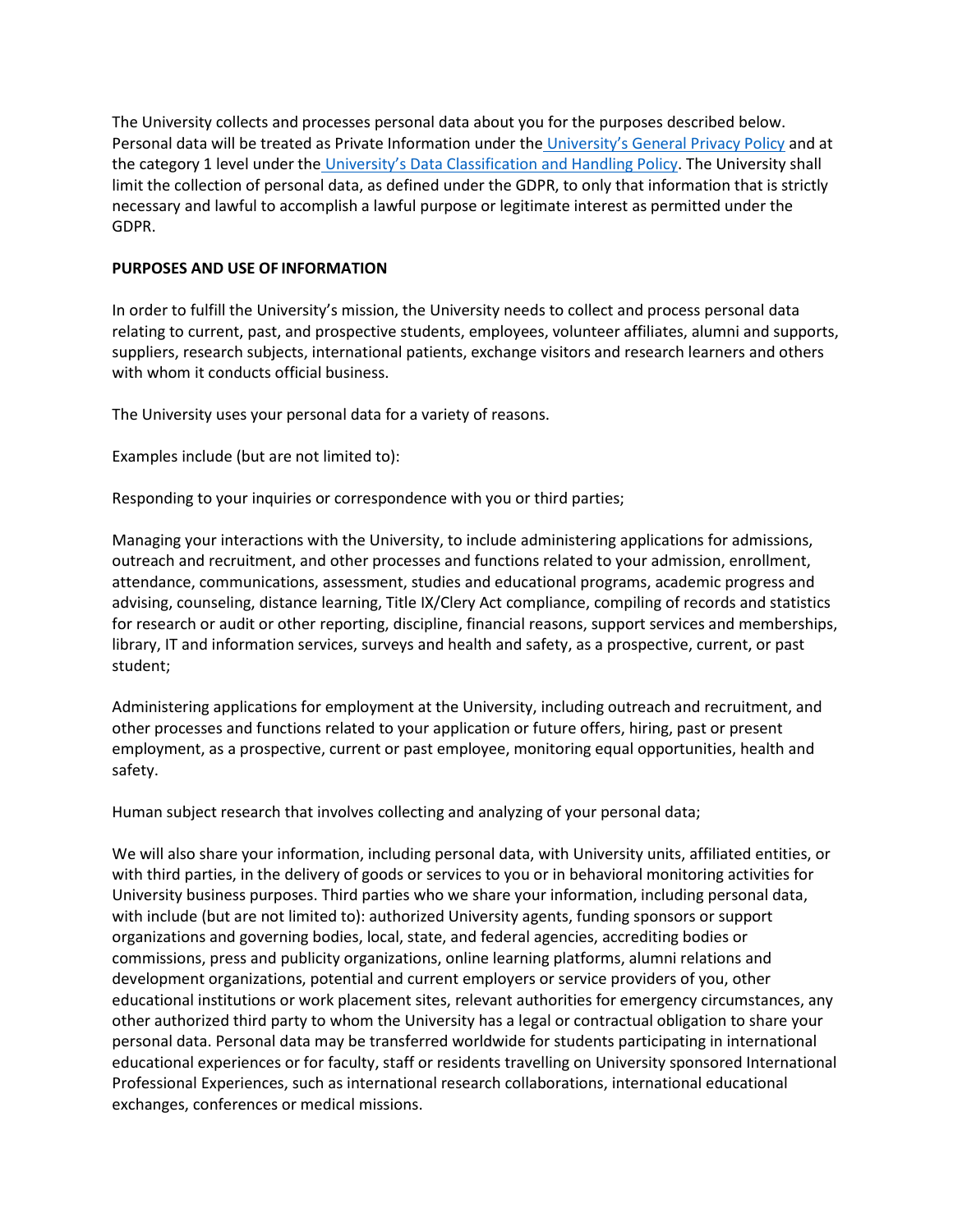The University collects and processes personal data about you for the purposes described below. Personal data will be treated as Private Information under the [University's General Privacy Policy]() and at the category 1 level under the [University's Data Classification and Handling Policy](). The University shall limit the collection of personal data, as defined under the GDPR, to only that information that is strictly necessary and lawful to accomplish a lawful purpose or legitimate interest as permitted under the GDPR.

**PURPOSES AND USE OF INFORMATION**

In order to fulfill the University's mission, the University needs to collect and process personal data relating to current, past, and prospective students, employees, volunteer affiliates, alumni and supports, suppliers, research subjects, international patients, exchange visitors and research learners and others with whom it conducts official business.

The University uses your personal data for a variety of reasons.

Examples include (but are not limited to):

Responding to your inquiries or correspondence with you or third parties;

Managing your interactions with the University, to include administering applications for admissions, outreach and recruitment, and other processes and functions related to your admission, enrollment, attendance, communications, assessment, studies and educational programs, academic progress and advising, counseling, distance learning, Title IX/Clery Act compliance, compiling of records and statistics for research or audit or other reporting, discipline, financial reasons, support services and memberships, library, IT and information services, surveys and health and safety, as a prospective, current, or past student;

Administering applications for employment at the University, including outreach and recruitment, and other processes and functions related to your application or future offers, hiring, past or present employment, as a prospective, current or past employee, monitoring equal opportunities, health and safety.

Human subject research that involves collecting and analyzing of your personal data;

We will also share your information, including personal data, with University units, affiliated entities, or with third parties, in the delivery of goods or services to you or in behavioral monitoring activities for University business purposes. Third parties who we share your information, including personal data, with include (but are not limited to): authorized University agents, funding sponsors or support organizations and governing bodies, local, state, and federal agencies, accrediting bodies or commissions, press and publicity organizations, online learning platforms, alumni relations and development organizations, potential and current employers or service providers of you, other educational institutions or work placement sites, relevant authorities for emergency circumstances, any other authorized third party to whom the University has a legal or contractual obligation to share your personal data. Personal data may be transferred worldwide for students participating in international educational experiences or for faculty, staff or residents travelling on University sponsored International Professional Experiences, such as international research collaborations, international educational exchanges, conferences or medical missions.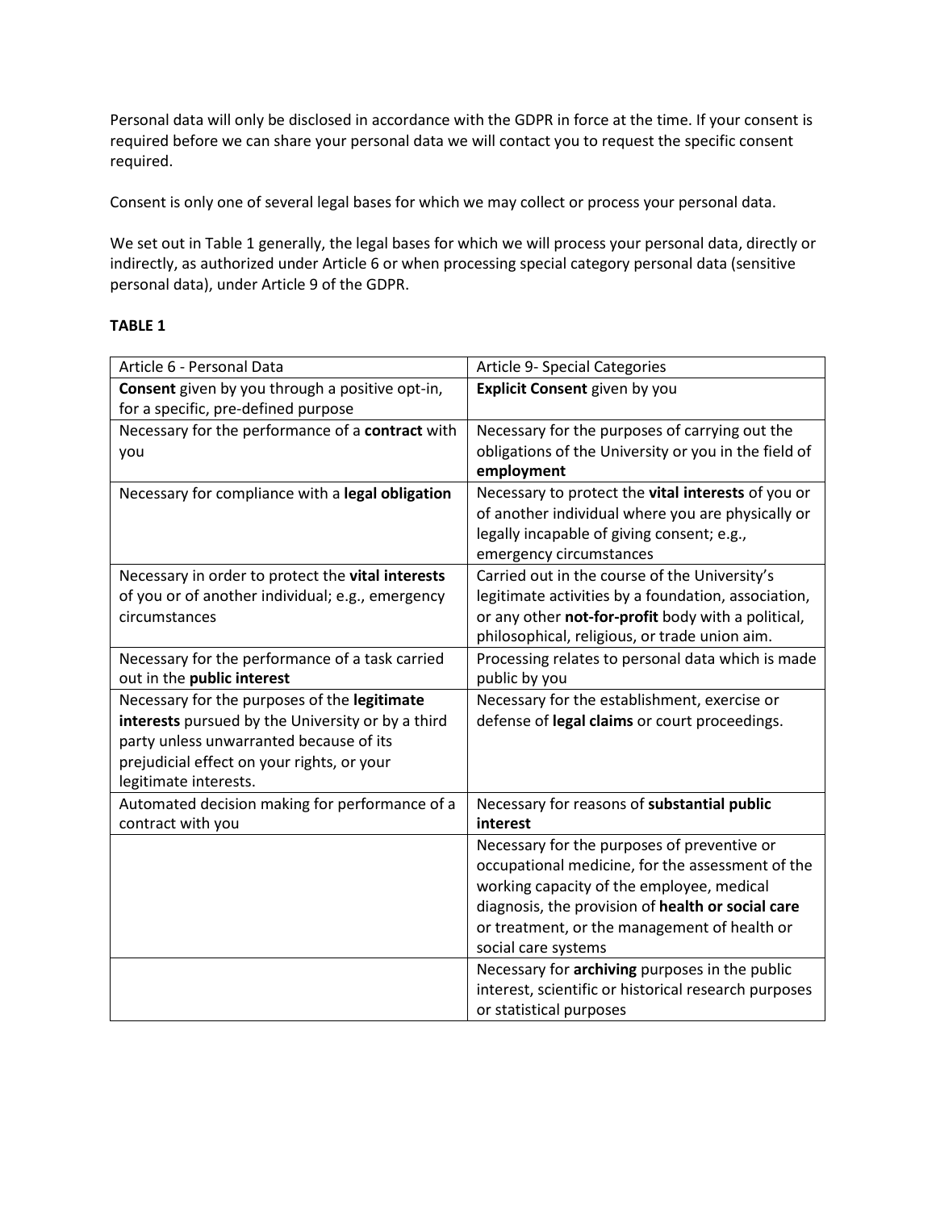Personal data will only be disclosed in accordance with the GDPR in force at the time. If your consent is required before we can share your personal data we will contact you to request the specific consent required.

Consent is only one of several legal bases for which we may collect or process your personal data.

We set out in Table 1 generally, the legal bases for which we will process your personal data, directly or indirectly, as authorized under Article 6 or when processing special category personal data (sensitive personal data), under Article 9 of the GDPR.

**TABLE 1**

| Article 6 - Personal Data | Article 9- Special Categories |
|---|---|
| **Consent** given by you through a positive opt-in, for a specific, pre-defined purpose | **Explicit Consent** given by you |
| Necessary for the performance of a **contract** with you | Necessary for the purposes of carrying out the obligations of the University or you in the field of **employment** |
| Necessary for compliance with a **legal obligation** | Necessary to protect the **vital interests** of you or of another individual where you are physically or legally incapable of giving consent; e.g., emergency circumstances |
| Necessary in order to protect the **vital interests** of you or of another individual; e.g., emergency circumstances | Carried out in the course of the University's legitimate activities by a foundation, association, or any other **not-for-profit** body with a political, philosophical, religious, or trade union aim. |
| Necessary for the performance of a task carried out in the **public interest** | Processing relates to personal data which is made public by you |
| Necessary for the purposes of the **legitimate interests** pursued by the University or by a third party unless unwarranted because of its prejudicial effect on your rights, or your legitimate interests. | Necessary for the establishment, exercise or defense of **legal claims** or court proceedings. |
| Automated decision making for performance of a contract with you | Necessary for reasons of **substantial public interest** |
| | Necessary for the purposes of preventive or occupational medicine, for the assessment of the working capacity of the employee, medical diagnosis, the provision of **health or social care** or treatment, or the management of health or social care systems |
| | Necessary for **archiving** purposes in the public interest, scientific or historical research purposes or statistical purposes |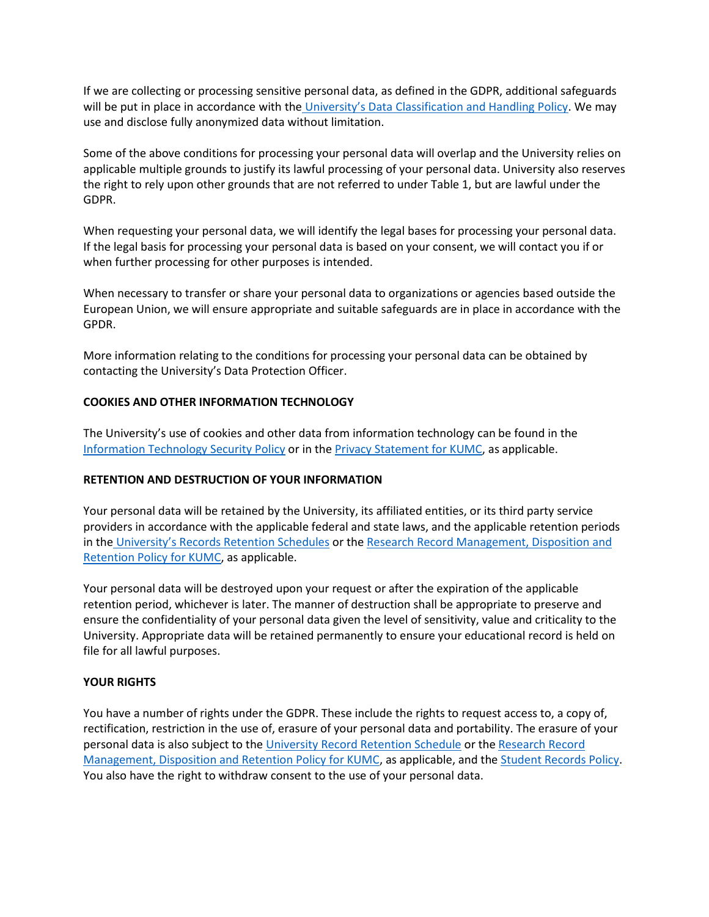If we are collecting or processing sensitive personal data, as defined in the GDPR, additional safeguards will be put in place in accordance with the University's Data Classification and Handling Policy. We may use and disclose fully anonymized data without limitation.

Some of the above conditions for processing your personal data will overlap and the University relies on applicable multiple grounds to justify its lawful processing of your personal data. University also reserves the right to rely upon other grounds that are not referred to under Table 1, but are lawful under the GDPR.

When requesting your personal data, we will identify the legal bases for processing your personal data. If the legal basis for processing your personal data is based on your consent, we will contact you if or when further processing for other purposes is intended.

When necessary to transfer or share your personal data to organizations or agencies based outside the European Union, we will ensure appropriate and suitable safeguards are in place in accordance with the GPDR.

More information relating to the conditions for processing your personal data can be obtained by contacting the University's Data Protection Officer.

**COOKIES AND OTHER INFORMATION TECHNOLOGY**

The University's use of cookies and other data from information technology can be found in the Information Technology Security Policy or in the Privacy Statement for KUMC, as applicable.

**RETENTION AND DESTRUCTION OF YOUR INFORMATION**

Your personal data will be retained by the University, its affiliated entities, or its third party service providers in accordance with the applicable federal and state laws, and the applicable retention periods in the University's Records Retention Schedules or the Research Record Management, Disposition and Retention Policy for KUMC, as applicable.

Your personal data will be destroyed upon your request or after the expiration of the applicable retention period, whichever is later. The manner of destruction shall be appropriate to preserve and ensure the confidentiality of your personal data given the level of sensitivity, value and criticality to the University. Appropriate data will be retained permanently to ensure your educational record is held on file for all lawful purposes.

**YOUR RIGHTS**

You have a number of rights under the GDPR. These include the rights to request access to, a copy of, rectification, restriction in the use of, erasure of your personal data and portability. The erasure of your personal data is also subject to the University Record Retention Schedule or the Research Record Management, Disposition and Retention Policy for KUMC, as applicable, and the Student Records Policy. You also have the right to withdraw consent to the use of your personal data.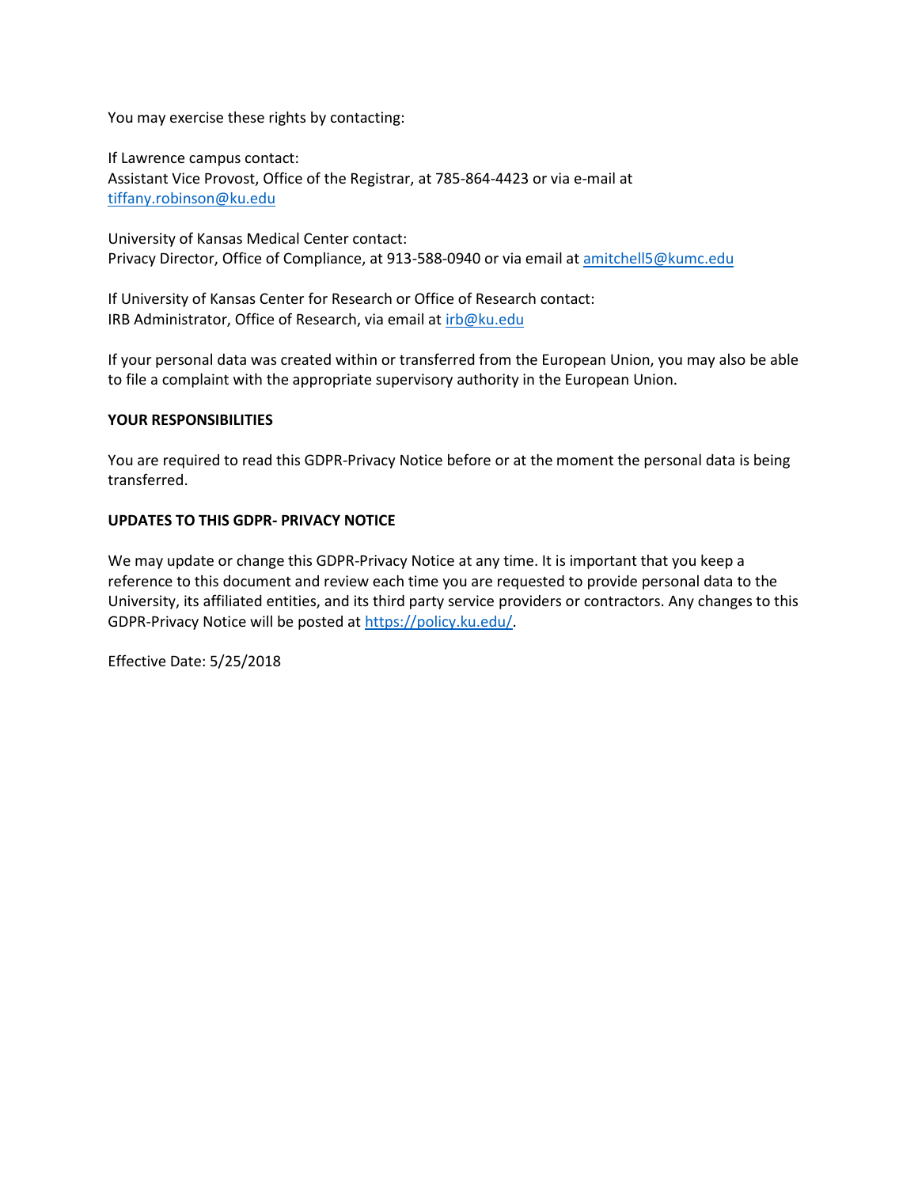You may exercise these rights by contacting:

If Lawrence campus contact:
Assistant Vice Provost, Office of the Registrar, at 785-864-4423 or via e-mail at tiffany.robinson@ku.edu

University of Kansas Medical Center contact:
Privacy Director, Office of Compliance, at 913-588-0940 or via email at amitchell5@kumc.edu

If University of Kansas Center for Research or Office of Research contact:
IRB Administrator, Office of Research, via email at irb@ku.edu

If your personal data was created within or transferred from the European Union, you may also be able to file a complaint with the appropriate supervisory authority in the European Union.

**YOUR RESPONSIBILITIES**

You are required to read this GDPR-Privacy Notice before or at the moment the personal data is being transferred.

**UPDATES TO THIS GDPR- PRIVACY NOTICE**

We may update or change this GDPR-Privacy Notice at any time. It is important that you keep a reference to this document and review each time you are requested to provide personal data to the University, its affiliated entities, and its third party service providers or contractors. Any changes to this GDPR-Privacy Notice will be posted at https://policy.ku.edu/.

Effective Date: 5/25/2018